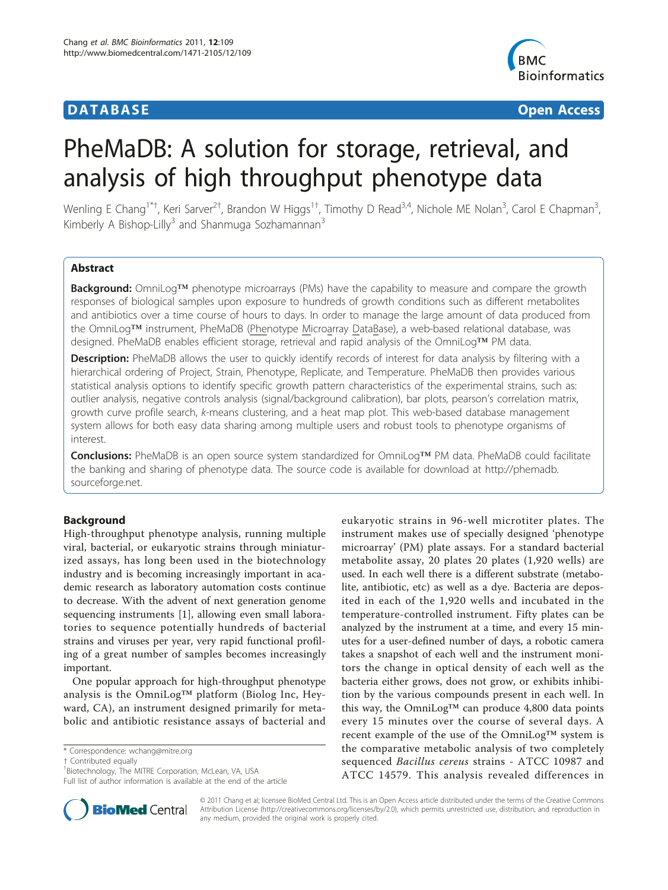**DATABASE** **Open Access**

# PheMaDB: A solution for storage, retrieval, and analysis of high throughput phenotype data

Wenling E Chang[1*†], Keri Sarver[2†], Brandon W Higgs[1†], Timothy D Read[3,4], Nichole ME Nolan[3], Carol E Chapman[3], Kimberly A Bishop-Lilly[3] and Shanmuga Sozhamannan[3]

## Abstract

**Background:** OmniLog™ phenotype microarrays (PMs) have the capability to measure and compare the growth responses of biological samples upon exposure to hundreds of growth conditions such as different metabolites and antibiotics over a time course of hours to days. In order to manage the large amount of data produced from the OmniLog™ instrument, PheMaDB (Phenotype Microarray DataBase), a web-based relational database, was designed. PheMaDB enables efficient storage, retrieval and rapid analysis of the OmniLog™ PM data.

**Description:** PheMaDB allows the user to quickly identify records of interest for data analysis by filtering with a hierarchical ordering of Project, Strain, Phenotype, Replicate, and Temperature. PheMaDB then provides various statistical analysis options to identify specific growth pattern characteristics of the experimental strains, such as: outlier analysis, negative controls analysis (signal/background calibration), bar plots, pearson's correlation matrix, growth curve profile search, *k*-means clustering, and a heat map plot. This web-based database management system allows for both easy data sharing among multiple users and robust tools to phenotype organisms of interest.

**Conclusions:** PheMaDB is an open source system standardized for OmniLog™ PM data. PheMaDB could facilitate the banking and sharing of phenotype data. The source code is available for download at http://phemadb.sourceforge.net.

## Background

High-throughput phenotype analysis, running multiple viral, bacterial, or eukaryotic strains through miniaturized assays, has long been used in the biotechnology industry and is becoming increasingly important in academic research as laboratory automation costs continue to decrease. With the advent of next generation genome sequencing instruments [1], allowing even small laboratories to sequence potentially hundreds of bacterial strains and viruses per year, very rapid functional profiling of a great number of samples becomes increasingly important.

One popular approach for high-throughput phenotype analysis is the OmniLog™ platform (Biolog Inc, Heyward, CA), an instrument designed primarily for metabolic and antibiotic resistance assays of bacterial and eukaryotic strains in 96-well microtiter plates. The instrument makes use of specially designed 'phenotype microarray' (PM) plate assays. For a standard bacterial metabolite assay, 20 plates 20 plates (1,920 wells) are used. In each well there is a different substrate (metabolite, antibiotic, etc) as well as a dye. Bacteria are deposited in each of the 1,920 wells and incubated in the temperature-controlled instrument. Fifty plates can be analyzed by the instrument at a time, and every 15 minutes for a user-defined number of days, a robotic camera takes a snapshot of each well and the instrument monitors the change in optical density of each well as the bacteria either grows, does not grow, or exhibits inhibition by the various compounds present in each well. In this way, the OmniLog™ can produce 4,800 data points every 15 minutes over the course of several days. A recent example of the use of the OmniLog™ system is the comparative metabolic analysis of two completely sequenced *Bacillus cereus* strains - ATCC 10987 and ATCC 14579. This analysis revealed differences in

\* Correspondence: wchang@mitre.org
† Contributed equally
[1]Biotechnology, The MITRE Corporation, McLean, VA, USA
Full list of author information is available at the end of the article

© 2011 Chang et al; licensee BioMed Central Ltd. This is an Open Access article distributed under the terms of the Creative Commons Attribution License (http://creativecommons.org/licenses/by/2.0), which permits unrestricted use, distribution, and reproduction in any medium, provided the original work is properly cited.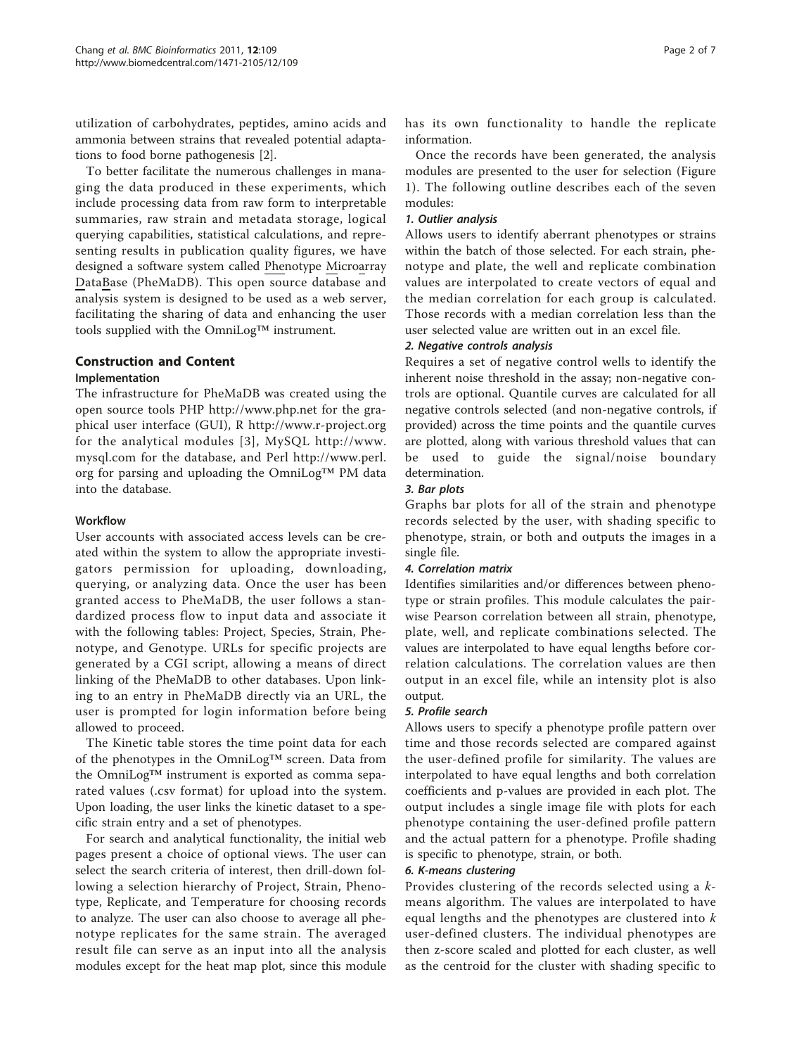utilization of carbohydrates, peptides, amino acids and ammonia between strains that revealed potential adaptations to food borne pathogenesis [2].

To better facilitate the numerous challenges in managing the data produced in these experiments, which include processing data from raw form to interpretable summaries, raw strain and metadata storage, logical querying capabilities, statistical calculations, and representing results in publication quality figures, we have designed a software system called Phenotype Microarray DataBase (PheMaDB). This open source database and analysis system is designed to be used as a web server, facilitating the sharing of data and enhancing the user tools supplied with the OmniLog™ instrument.

## Construction and Content

### Implementation

The infrastructure for PheMaDB was created using the open source tools PHP http://www.php.net for the graphical user interface (GUI), R http://www.r-project.org for the analytical modules [3], MySQL http://www.mysql.com for the database, and Perl http://www.perl.org for parsing and uploading the OmniLog™ PM data into the database.

### Workflow

User accounts with associated access levels can be created within the system to allow the appropriate investigators permission for uploading, downloading, querying, or analyzing data. Once the user has been granted access to PheMaDB, the user follows a standardized process flow to input data and associate it with the following tables: Project, Species, Strain, Phenotype, and Genotype. URLs for specific projects are generated by a CGI script, allowing a means of direct linking of the PheMaDB to other databases. Upon linking to an entry in PheMaDB directly via an URL, the user is prompted for login information before being allowed to proceed.

The Kinetic table stores the time point data for each of the phenotypes in the OmniLog™ screen. Data from the OmniLog™ instrument is exported as comma separated values (.csv format) for upload into the system. Upon loading, the user links the kinetic dataset to a specific strain entry and a set of phenotypes.

For search and analytical functionality, the initial web pages present a choice of optional views. The user can select the search criteria of interest, then drill-down following a selection hierarchy of Project, Strain, Phenotype, Replicate, and Temperature for choosing records to analyze. The user can also choose to average all phenotype replicates for the same strain. The averaged result file can serve as an input into all the analysis modules except for the heat map plot, since this module has its own functionality to handle the replicate information.

Once the records have been generated, the analysis modules are presented to the user for selection (Figure 1). The following outline describes each of the seven modules:

#### *1. Outlier analysis*

Allows users to identify aberrant phenotypes or strains within the batch of those selected. For each strain, phenotype and plate, the well and replicate combination values are interpolated to create vectors of equal and the median correlation for each group is calculated. Those records with a median correlation less than the user selected value are written out in an excel file.

#### *2. Negative controls analysis*

Requires a set of negative control wells to identify the inherent noise threshold in the assay; non-negative controls are optional. Quantile curves are calculated for all negative controls selected (and non-negative controls, if provided) across the time points and the quantile curves are plotted, along with various threshold values that can be used to guide the signal/noise boundary determination.

#### *3. Bar plots*

Graphs bar plots for all of the strain and phenotype records selected by the user, with shading specific to phenotype, strain, or both and outputs the images in a single file.

#### *4. Correlation matrix*

Identifies similarities and/or differences between phenotype or strain profiles. This module calculates the pairwise Pearson correlation between all strain, phenotype, plate, well, and replicate combinations selected. The values are interpolated to have equal lengths before correlation calculations. The correlation values are then output in an excel file, while an intensity plot is also output.

#### *5. Profile search*

Allows users to specify a phenotype profile pattern over time and those records selected are compared against the user-defined profile for similarity. The values are interpolated to have equal lengths and both correlation coefficients and p-values are provided in each plot. The output includes a single image file with plots for each phenotype containing the user-defined profile pattern and the actual pattern for a phenotype. Profile shading is specific to phenotype, strain, or both.

#### *6. K-means clustering*

Provides clustering of the records selected using a $k$-means algorithm. The values are interpolated to have equal lengths and the phenotypes are clustered into $k$ user-defined clusters. The individual phenotypes are then z-score scaled and plotted for each cluster, as well as the centroid for the cluster with shading specific to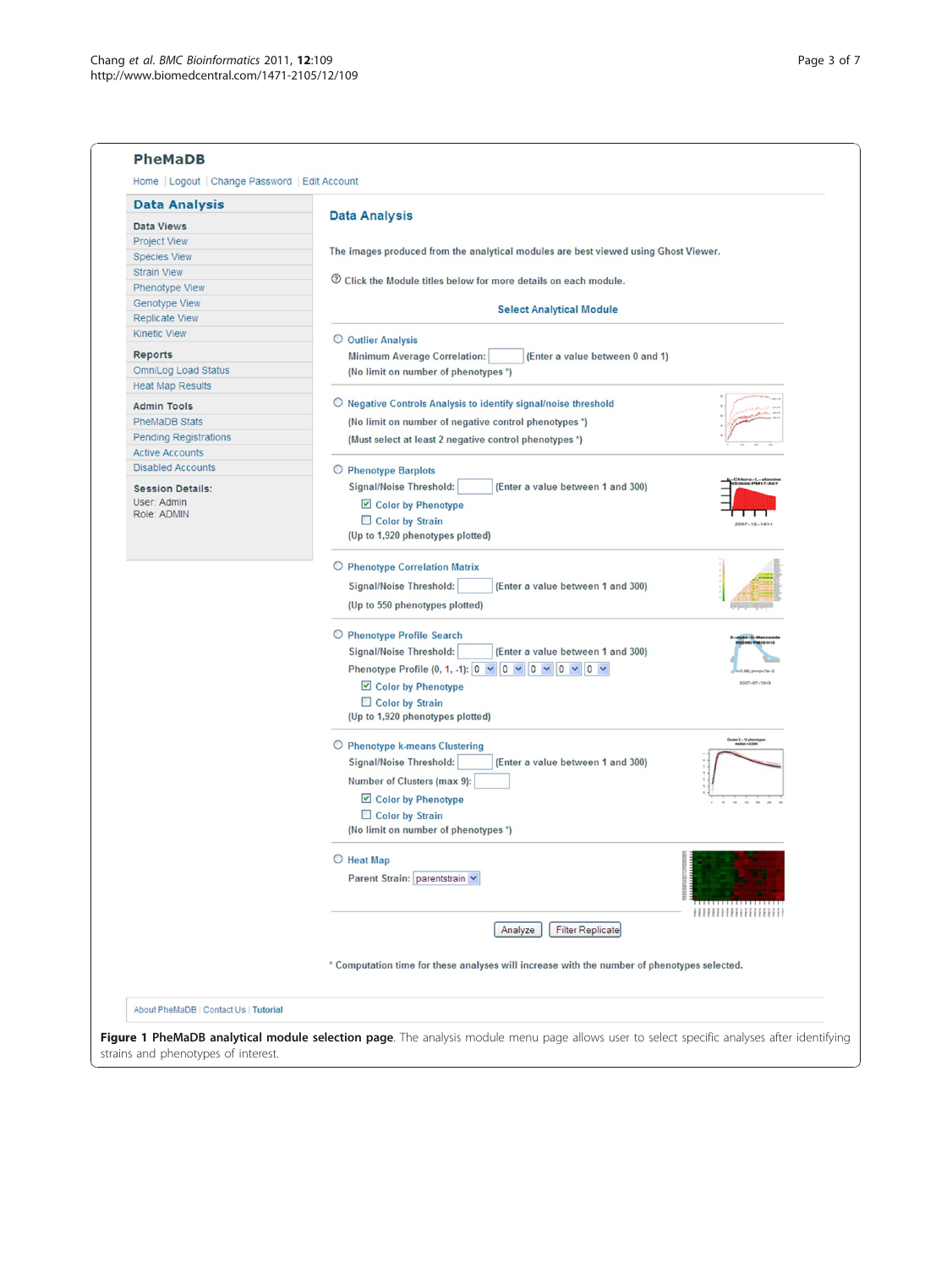PheMaDB

Home | Logout | Change Password | Edit Account

**Data Analysis**

**Data Views**
- Project View
- Species View
- Strain View
- Phenotype View
- Genotype View
- Replicate View
- Kinetic View

**Reports**
- OmniLog Load Status
- Heat Map Results

**Admin Tools**
- PheMaDB Stats
- Pending Registrations
- Active Accounts
- Disabled Accounts

**Session Details:**
User: Admin
Role: ADMIN

## Data Analysis

The images produced from the analytical modules are best viewed using Ghost Viewer.

Click the Module titles below for more details on each module.

**Select Analytical Module**

- Outlier Analysis
  Minimum Average Correlation: (Enter a value between 0 and 1)
  (No limit on number of phenotypes *)
- Negative Controls Analysis to identify signal/noise threshold
  (No limit on number of negative control phenotypes *)
  (Must select at least 2 negative control phenotypes *)
- Phenotype Barplots
  Signal/Noise Threshold: (Enter a value between 1 and 300)
  Color by Phenotype
  Color by Strain
  (Up to 1,920 phenotypes plotted)
- Phenotype Correlation Matrix
  Signal/Noise Threshold: (Enter a value between 1 and 300)
  (Up to 550 phenotypes plotted)
- Phenotype Profile Search
  Signal/Noise Threshold: (Enter a value between 1 and 300)
  Phenotype Profile (0, 1, -1): 0 0 0 0 0
  Color by Phenotype
  Color by Strain
  (Up to 1,920 phenotypes plotted)
- Phenotype k-means Clustering
  Signal/Noise Threshold: (Enter a value between 1 and 300)
  Number of Clusters (max 9):
  Color by Phenotype
  Color by Strain
  (No limit on number of phenotypes *)
- Heat Map
  Parent Strain: parentstrain

Analyze | Filter Replicate

* Computation time for these analyses will increase with the number of phenotypes selected.

About PheMaDB | Contact Us | Tutorial

**Figure 1 PheMaDB analytical module selection page**. The analysis module menu page allows user to select specific analyses after identifying strains and phenotypes of interest.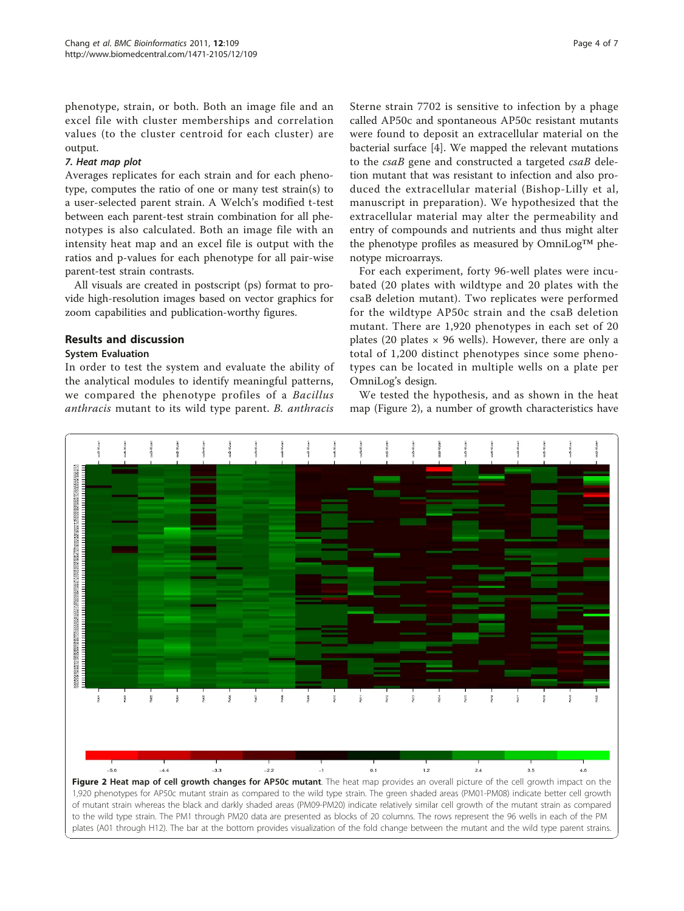phenotype, strain, or both. Both an image file and an excel file with cluster memberships and correlation values (to the cluster centroid for each cluster) are output.

#### *7. Heat map plot*

Averages replicates for each strain and for each phenotype, computes the ratio of one or many test strain(s) to a user-selected parent strain. A Welch's modified t-test between each parent-test strain combination for all phenotypes is also calculated. Both an image file with an intensity heat map and an excel file is output with the ratios and p-values for each phenotype for all pair-wise parent-test strain contrasts.

All visuals are created in postscript (ps) format to provide high-resolution images based on vector graphics for zoom capabilities and publication-worthy figures.

## Results and discussion

### System Evaluation

In order to test the system and evaluate the ability of the analytical modules to identify meaningful patterns, we compared the phenotype profiles of a *Bacillus anthracis* mutant to its wild type parent. *B. anthracis* Sterne strain 7702 is sensitive to infection by a phage called AP50c and spontaneous AP50c resistant mutants were found to deposit an extracellular material on the bacterial surface [4]. We mapped the relevant mutations to the *csaB* gene and constructed a targeted *csaB* deletion mutant that was resistant to infection and also produced the extracellular material (Bishop-Lilly et al, manuscript in preparation). We hypothesized that the extracellular material may alter the permeability and entry of compounds and nutrients and thus might alter the phenotype profiles as measured by OmniLog™ phenotype microarrays.

For each experiment, forty 96-well plates were incubated (20 plates with wildtype and 20 plates with the csaB deletion mutant). Two replicates were performed for the wildtype AP50c strain and the csaB deletion mutant. There are 1,920 phenotypes in each set of 20 plates (20 plates × 96 wells). However, there are only a total of 1,200 distinct phenotypes since some phenotypes can be located in multiple wells on a plate per OmniLog's design.

We tested the hypothesis, and as shown in the heat map (Figure 2), a number of growth characteristics have

**Figure 2 Heat map of cell growth changes for AP50c mutant**. The heat map provides an overall picture of the cell growth impact on the 1,920 phenotypes for AP50c mutant strain as compared to the wild type strain. The green shaded areas (PM01-PM08) indicate better cell growth of mutant strain whereas the black and darkly shaded areas (PM09-PM20) indicate relatively similar cell growth of the mutant strain as compared to the wild type strain. The PM1 through PM20 data are presented as blocks of 20 columns. The rows represent the 96 wells in each of the PM plates (A01 through H12). The bar at the bottom provides visualization of the fold change between the mutant and the wild type parent strains.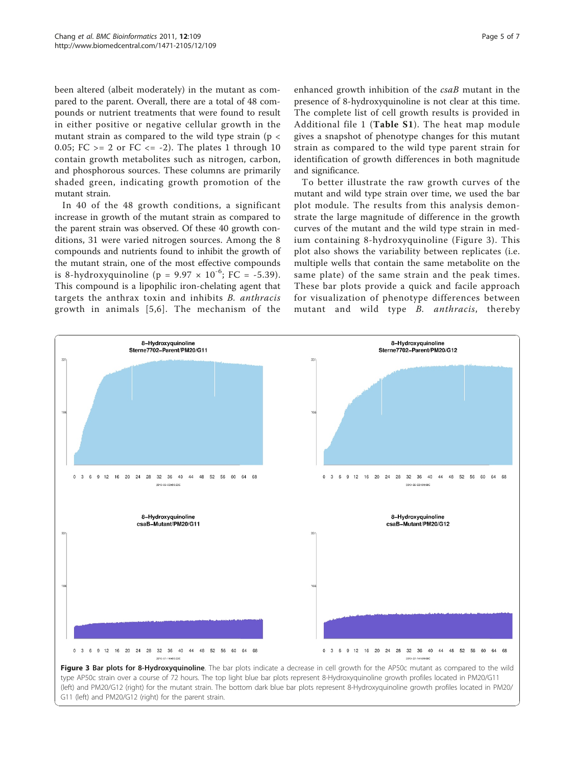been altered (albeit moderately) in the mutant as compared to the parent. Overall, there are a total of 48 compounds or nutrient treatments that were found to result in either positive or negative cellular growth in the mutant strain as compared to the wild type strain ($p < 0.05$; FC >= 2 or FC <= -2). The plates 1 through 10 contain growth metabolites such as nitrogen, carbon, and phosphorous sources. These columns are primarily shaded green, indicating growth promotion of the mutant strain.

In 40 of the 48 growth conditions, a significant increase in growth of the mutant strain as compared to the parent strain was observed. Of these 40 growth conditions, 31 were varied nitrogen sources. Among the 8 compounds and nutrients found to inhibit the growth of the mutant strain, one of the most effective compounds is 8-hydroxyquinoline ($p = 9.97 \times 10^{-6}$; FC = -5.39). This compound is a lipophilic iron-chelating agent that targets the anthrax toxin and inhibits *B. anthracis* growth in animals [5,6]. The mechanism of the enhanced growth inhibition of the *csaB* mutant in the presence of 8-hydroxyquinoline is not clear at this time. The complete list of cell growth results is provided in Additional file 1 (**Table S1**). The heat map module gives a snapshot of phenotype changes for this mutant strain as compared to the wild type parent strain for identification of growth differences in both magnitude and significance.

To better illustrate the raw growth curves of the mutant and wild type strain over time, we used the bar plot module. The results from this analysis demonstrate the large magnitude of difference in the growth curves of the mutant and the wild type strain in medium containing 8-hydroxyquinoline (Figure 3). This plot also shows the variability between replicates (i.e. multiple wells that contain the same metabolite on the same plate) of the same strain and the peak times. These bar plots provide a quick and facile approach for visualization of phenotype differences between mutant and wild type *B. anthracis*, thereby

**Figure 3 Bar plots for 8-Hydroxyquinoline**. The bar plots indicate a decrease in cell growth for the AP50c mutant as compared to the wild type AP50c strain over a course of 72 hours. The top light blue bar plots represent 8-Hydroxyquinoline growth profiles located in PM20/G11 (left) and PM20/G12 (right) for the mutant strain. The bottom dark blue bar plots represent 8-Hydroxyquinoline growth profiles located in PM20/G11 (left) and PM20/G12 (right) for the parent strain.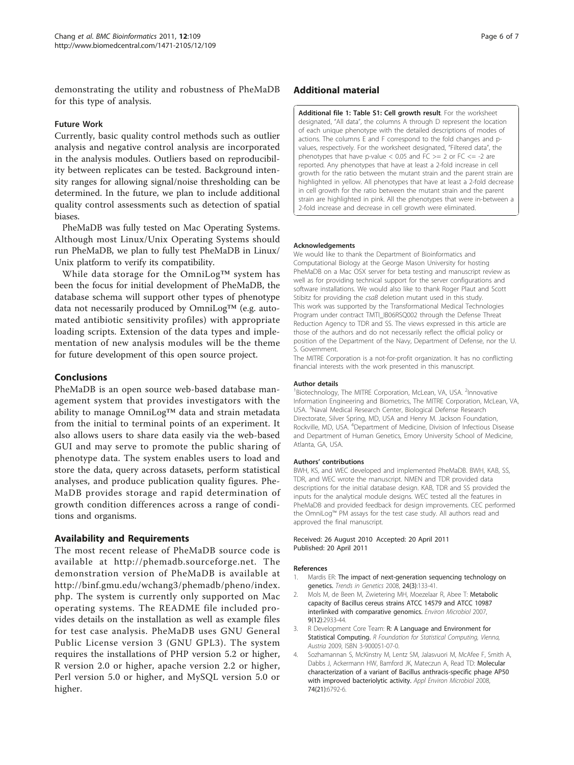demonstrating the utility and robustness of PheMaDB for this type of analysis.

### Future Work

Currently, basic quality control methods such as outlier analysis and negative control analysis are incorporated in the analysis modules. Outliers based on reproducibility between replicates can be tested. Background intensity ranges for allowing signal/noise thresholding can be determined. In the future, we plan to include additional quality control assessments such as detection of spatial biases.

PheMaDB was fully tested on Mac Operating Systems. Although most Linux/Unix Operating Systems should run PheMaDB, we plan to fully test PheMaDB in Linux/Unix platform to verify its compatibility.

While data storage for the OmniLog™ system has been the focus for initial development of PheMaDB, the database schema will support other types of phenotype data not necessarily produced by OmniLog™ (e.g. automated antibiotic sensitivity profiles) with appropriate loading scripts. Extension of the data types and implementation of new analysis modules will be the theme for future development of this open source project.

## Conclusions

PheMaDB is an open source web-based database management system that provides investigators with the ability to manage OmniLog™ data and strain metadata from the initial to terminal points of an experiment. It also allows users to share data easily via the web-based GUI and may serve to promote the public sharing of phenotype data. The system enables users to load and store the data, query across datasets, perform statistical analyses, and produce publication quality figures. PheMaDB provides storage and rapid determination of growth condition differences across a range of conditions and organisms.

## Availability and Requirements

The most recent release of PheMaDB source code is available at http://phemadb.sourceforge.net. The demonstration version of PheMaDB is available at http://binf.gmu.edu/wchang3/phemadb/pheno/index.php. The system is currently only supported on Mac operating systems. The README file included provides details on the installation as well as example files for test case analysis. PheMaDB uses GNU General Public License version 3 (GNU GPL3). The system requires the installations of PHP version 5.2 or higher, R version 2.0 or higher, apache version 2.2 or higher, Perl version 5.0 or higher, and MySQL version 5.0 or higher.

## Additional material

**Additional file 1: Table S1: Cell growth result**. For the worksheet designated, "All data", the columns A through D represent the location of each unique phenotype with the detailed descriptions of modes of actions. The columns E and F correspond to the fold changes and p-values, respectively. For the worksheet designated, "Filtered data", the phenotypes that have p-value < 0.05 and FC >= 2 or FC <= -2 are reported. Any phenotypes that have at least a 2-fold increase in cell growth for the ratio between the mutant strain and the parent strain are highlighted in yellow. All phenotypes that have at least a 2-fold decrease in cell growth for the ratio between the mutant strain and the parent strain are highlighted in pink. All the phenotypes that were in-between a 2-fold increase and decrease in cell growth were eliminated.

#### Acknowledgements

We would like to thank the Department of Bioinformatics and Computational Biology at the George Mason University for hosting PheMaDB on a Mac OSX server for beta testing and manuscript review as well as for providing technical support for the server configurations and software installations. We would also like to thank Roger Plaut and Scott Stibitz for providing the *csaB* deletion mutant used in this study.
This work was supported by the Transformational Medical Technologies Program under contract TMTI_IB06RSQ002 through the Defense Threat Reduction Agency to TDR and SS. The views expressed in this article are those of the authors and do not necessarily reflect the official policy or position of the Department of the Navy, Department of Defense, nor the U. S. Government.
The MITRE Corporation is a not-for-profit organization. It has no conflicting financial interests with the work presented in this manuscript.

#### Author details

[1]Biotechnology, The MITRE Corporation, McLean, VA, USA. [2]Innovative Information Engineering and Biometrics, The MITRE Corporation, McLean, VA, USA. [3]Naval Medical Research Center, Biological Defense Research Directorate, Silver Spring, MD, USA and Henry M. Jackson Foundation, Rockville, MD, USA. [4]Department of Medicine, Division of Infectious Disease and Department of Human Genetics, Emory University School of Medicine, Atlanta, GA, USA.

#### Authors' contributions

BWH, KS, and WEC developed and implemented PheMaDB. BWH, KAB, SS, TDR, and WEC wrote the manuscript. NMEN and TDR provided data descriptions for the initial database design. KAB, TDR and SS provided the inputs for the analytical module designs. WEC tested all the features in PheMaDB and provided feedback for design improvements. CEC performed the OmniLog™ PM assays for the test case study. All authors read and approved the final manuscript.

Received: 26 August 2010 Accepted: 20 April 2011
Published: 20 April 2011

#### References

1. Mardis ER: **The impact of next-generation sequencing technology on genetics.** *Trends in Genetics* 2008, **24(3)**:133-41.
2. Mols M, de Been M, Zwietering MH, Moezelaar R, Abee T: **Metabolic capacity of Bacillus cereus strains ATCC 14579 and ATCC 10987 interlinked with comparative genomics.** *Environ Microbiol* 2007, **9(12)**:2933-44.
3. R Development Core Team: **R: A Language and Environment for Statistical Computing.** *R Foundation for Statistical Computing, Vienna, Austria* 2009, ISBN 3-900051-07-0.
4. Sozhamannan S, McKinstry M, Lentz SM, Jalasvuori M, McAfee F, Smith A, Dabbs J, Ackermann HW, Bamford JK, Mateczun A, Read TD: **Molecular characterization of a variant of Bacillus anthracis-specific phage AP50 with improved bacteriolytic activity.** *Appl Environ Microbiol* 2008, **74(21)**:6792-6.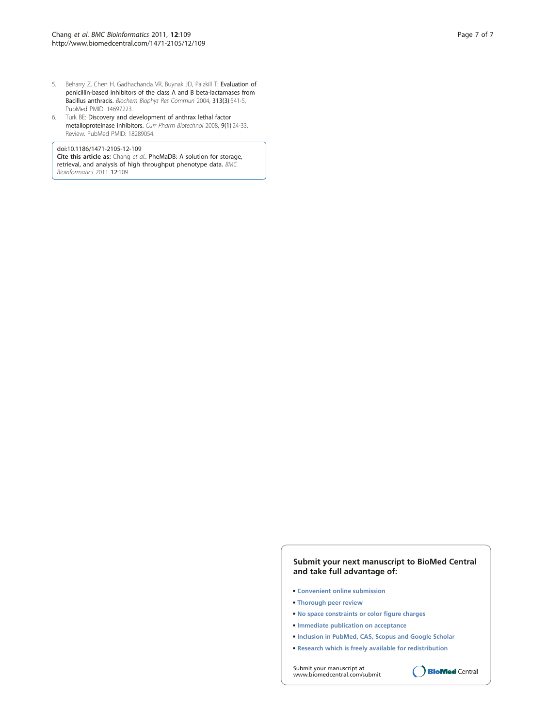5. Beharry Z, Chen H, Gadhachanda VR, Buynak JD, Palzkill T: **Evaluation of penicillin-based inhibitors of the class A and B beta-lactamases from Bacillus anthracis.** *Biochem Biophys Res Commun* 2004, **313(3)**:541-5, PubMed PMID: 14697223.
6. Turk BE: **Discovery and development of anthrax lethal factor metalloproteinase inhibitors.** *Curr Pharm Biotechnol* 2008, **9(1)**:24-33, Review. PubMed PMID: 18289054.

doi:10.1186/1471-2105-12-109
**Cite this article as:** Chang *et al.*: PheMaDB: A solution for storage, retrieval, and analysis of high throughput phenotype data. *BMC Bioinformatics* 2011 **12**:109.

**Submit your next manuscript to BioMed Central and take full advantage of:**

- **Convenient online submission**
- **Thorough peer review**
- **No space constraints or color figure charges**
- **Immediate publication on acceptance**
- **Inclusion in PubMed, CAS, Scopus and Google Scholar**
- **Research which is freely available for redistribution**

Submit your manuscript at
www.biomedcentral.com/submit

BioMed Central